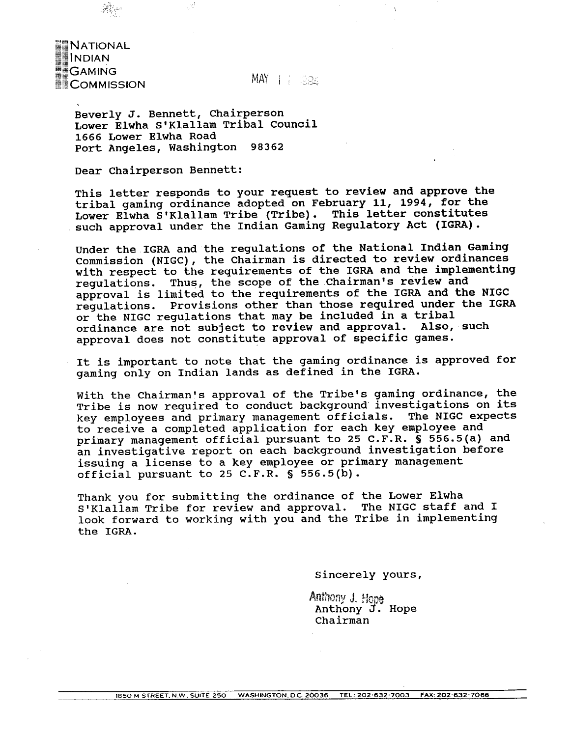NATIONAL
INDIAN
GAMING
COMMISSION

MAY 1 1 1994

Beverly J. Bennett, Chairperson
Lower Elwha S'Klallam Tribal Council
1666 Lower Elwha Road
Port Angeles, Washington 98362

Dear Chairperson Bennett:

This letter responds to your request to review and approve the tribal gaming ordinance adopted on February 11, 1994, for the Lower Elwha S'Klallam Tribe (Tribe). This letter constitutes such approval under the Indian Gaming Regulatory Act (IGRA).

Under the IGRA and the regulations of the National Indian Gaming Commission (NIGC), the Chairman is directed to review ordinances with respect to the requirements of the IGRA and the implementing regulations. Thus, the scope of the Chairman's review and approval is limited to the requirements of the IGRA and the NIGC regulations. Provisions other than those required under the IGRA or the NIGC regulations that may be included in a tribal ordinance are not subject to review and approval. Also, such approval does not constitute approval of specific games.

It is important to note that the gaming ordinance is approved for gaming only on Indian lands as defined in the IGRA.

With the Chairman's approval of the Tribe's gaming ordinance, the Tribe is now required to conduct background investigations on its key employees and primary management officials. The NIGC expects to receive a completed application for each key employee and primary management official pursuant to 25 C.F.R. § 556.5(a) and an investigative report on each background investigation before issuing a license to a key employee or primary management official pursuant to 25 C.F.R. § 556.5(b).

Thank you for submitting the ordinance of the Lower Elwha S'Klallam Tribe for review and approval. The NIGC staff and I look forward to working with you and the Tribe in implementing the IGRA.

Sincerely yours,

Anthony J. Hope
Anthony J. Hope
Chairman

1850 M STREET, N.W., SUITE 250 WASHINGTON, D.C. 20036 TEL.: 202-632-7003 FAX: 202-632-7066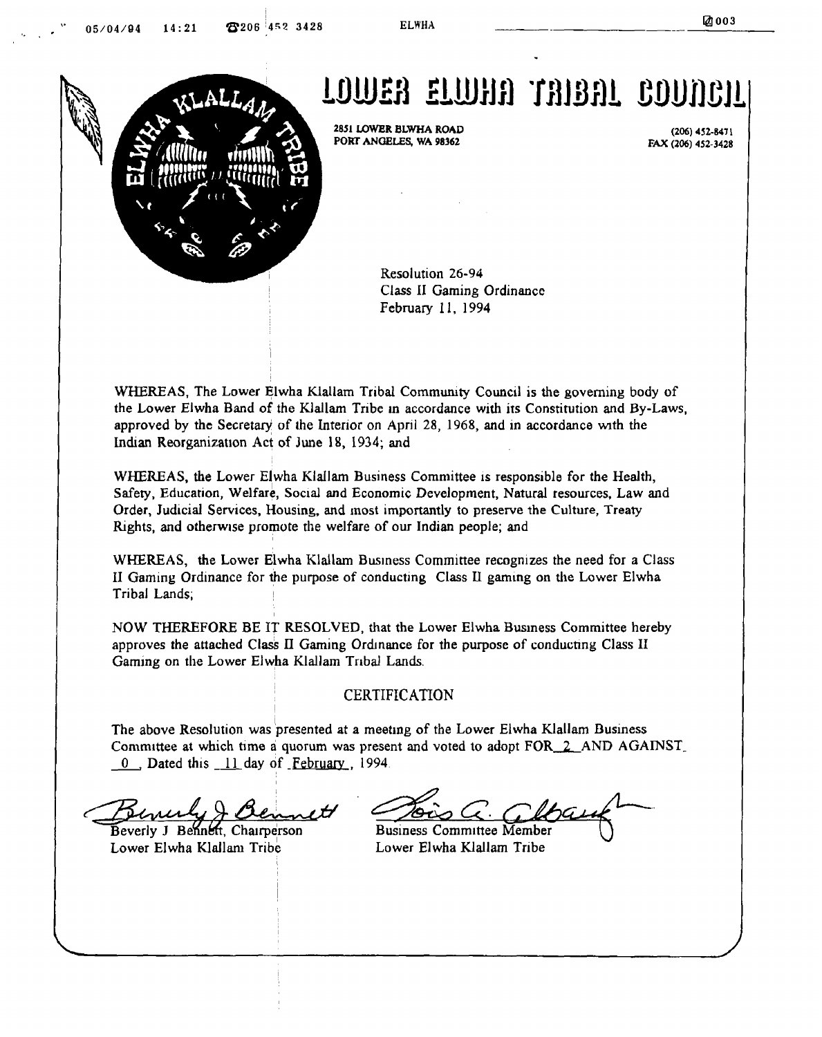# LOWER ELWHA TRIBAL COUNCIL

2851 LOWER ELWHA ROAD
PORT ANGELES, WA 98362

(206) 452-8471
FAX (206) 452-3428

Resolution 26-94
Class II Gaming Ordinance
February 11, 1994

WHEREAS, The Lower Elwha Klallam Tribal Community Council is the governing body of the Lower Elwha Band of the Klallam Tribe in accordance with its Constitution and By-Laws, approved by the Secretary of the Interior on April 28, 1968, and in accordance with the Indian Reorganization Act of June 18, 1934; and

WHEREAS, the Lower Elwha Klallam Business Committee is responsible for the Health, Safety, Education, Welfare, Social and Economic Development, Natural resources, Law and Order, Judicial Services, Housing, and most importantly to preserve the Culture, Treaty Rights, and otherwise promote the welfare of our Indian people; and

WHEREAS, the Lower Elwha Klallam Business Committee recognizes the need for a Class II Gaming Ordinance for the purpose of conducting Class II gaming on the Lower Elwha Tribal Lands;

NOW THEREFORE BE IT RESOLVED, that the Lower Elwha Business Committee hereby approves the attached Class II Gaming Ordinance for the purpose of conducting Class II Gaming on the Lower Elwha Klallam Tribal Lands.

## CERTIFICATION

The above Resolution was presented at a meeting of the Lower Elwha Klallam Business Committee at which time a quorum was present and voted to adopt FOR 2 AND AGAINST 0, Dated this 11 day of February, 1994.

Beverly J Bennett, Chairperson
Lower Elwha Klallam Tribe

Business Committee Member
Lower Elwha Klallam Tribe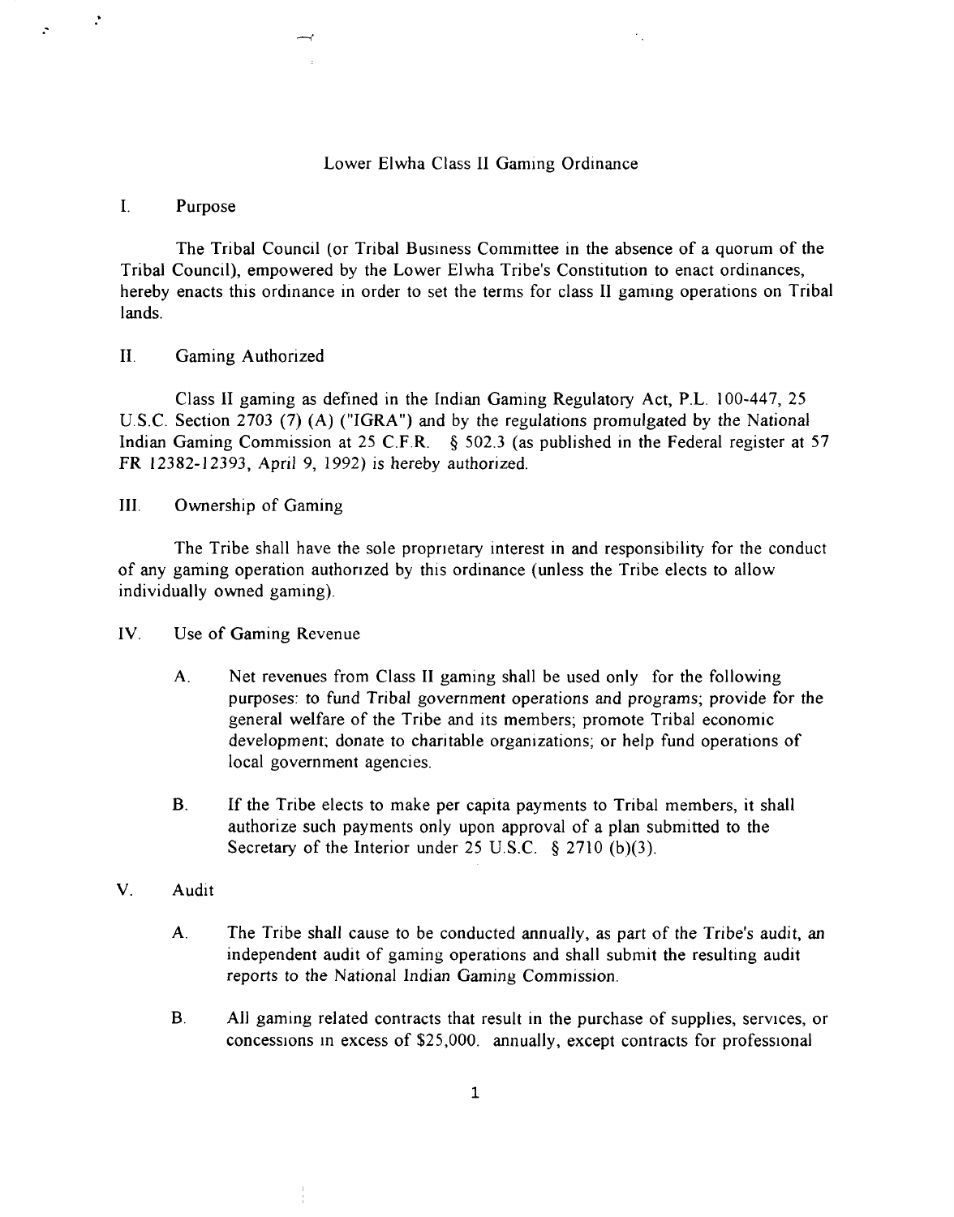# Lower Elwha Class II Gaming Ordinance

## I. Purpose

The Tribal Council (or Tribal Business Committee in the absence of a quorum of the Tribal Council), empowered by the Lower Elwha Tribe's Constitution to enact ordinances, hereby enacts this ordinance in order to set the terms for class II gaming operations on Tribal lands.

## II. Gaming Authorized

Class II gaming as defined in the Indian Gaming Regulatory Act, P.L. 100-447, 25 U.S.C. Section 2703 (7) (A) ("IGRA") and by the regulations promulgated by the National Indian Gaming Commission at 25 C.F.R. § 502.3 (as published in the Federal register at 57 FR 12382-12393, April 9, 1992) is hereby authorized.

## III. Ownership of Gaming

The Tribe shall have the sole proprietary interest in and responsibility for the conduct of any gaming operation authorized by this ordinance (unless the Tribe elects to allow individually owned gaming).

## IV. Use of Gaming Revenue

A. Net revenues from Class II gaming shall be used only for the following purposes: to fund Tribal government operations and programs; provide for the general welfare of the Tribe and its members; promote Tribal economic development; donate to charitable organizations; or help fund operations of local government agencies.

B. If the Tribe elects to make per capita payments to Tribal members, it shall authorize such payments only upon approval of a plan submitted to the Secretary of the Interior under 25 U.S.C. § 2710 (b)(3).

## V. Audit

A. The Tribe shall cause to be conducted annually, as part of the Tribe's audit, an independent audit of gaming operations and shall submit the resulting audit reports to the National Indian Gaming Commission.

B. All gaming related contracts that result in the purchase of supplies, services, or concessions in excess of $25,000. annually, except contracts for professional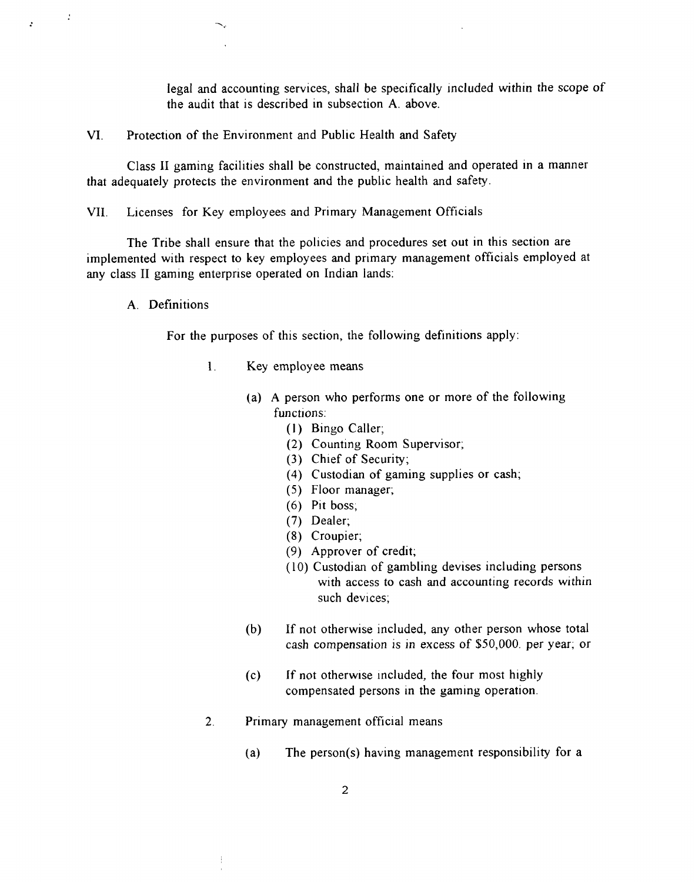legal and accounting services, shall be specifically included within the scope of the audit that is described in subsection A. above.

VI. Protection of the Environment and Public Health and Safety

Class II gaming facilities shall be constructed, maintained and operated in a manner that adequately protects the environment and the public health and safety.

VII. Licenses for Key employees and Primary Management Officials

The Tribe shall ensure that the policies and procedures set out in this section are implemented with respect to key employees and primary management officials employed at any class II gaming enterprise operated on Indian lands:

A. Definitions

For the purposes of this section, the following definitions apply:

1. Key employee means

   (a) A person who performs one or more of the following functions:
      (1) Bingo Caller;
      (2) Counting Room Supervisor;
      (3) Chief of Security;
      (4) Custodian of gaming supplies or cash;
      (5) Floor manager;
      (6) Pit boss;
      (7) Dealer;
      (8) Croupier;
      (9) Approver of credit;
      (10) Custodian of gambling devises including persons with access to cash and accounting records within such devices;

   (b) If not otherwise included, any other person whose total cash compensation is in excess of $50,000. per year; or

   (c) If not otherwise included, the four most highly compensated persons in the gaming operation.

2. Primary management official means

   (a) The person(s) having management responsibility for a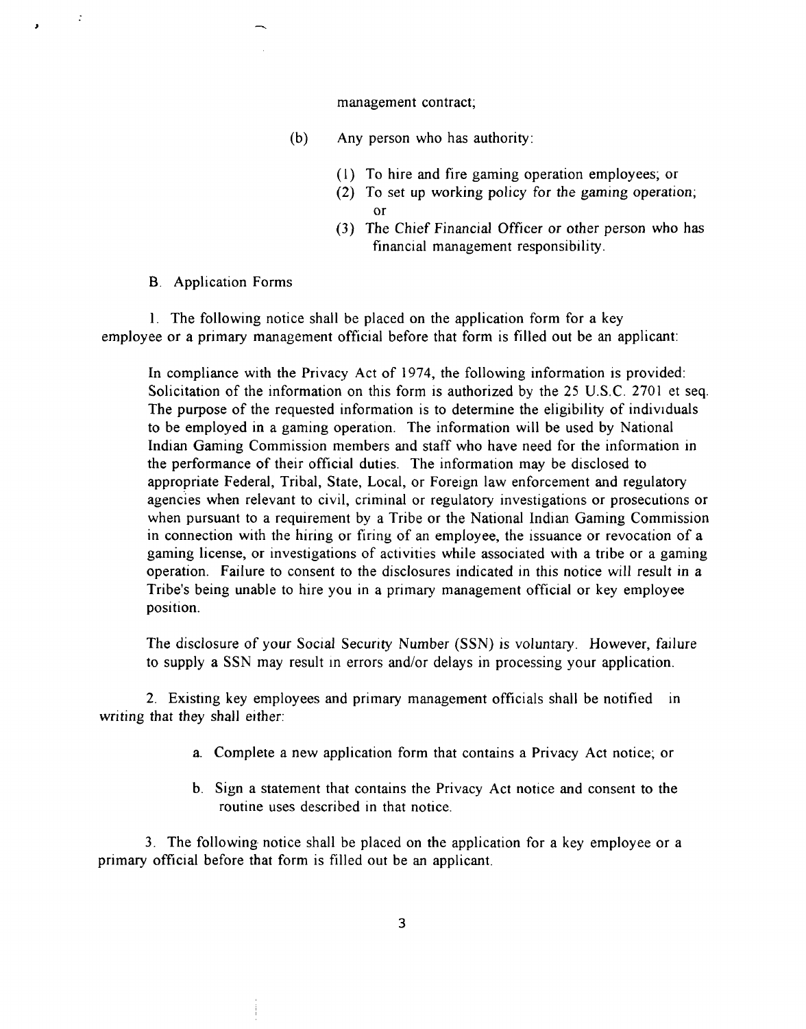management contract;

(b) Any person who has authority:

(1) To hire and fire gaming operation employees; or
(2) To set up working policy for the gaming operation; or
(3) The Chief Financial Officer or other person who has financial management responsibility.

B. Application Forms

1. The following notice shall be placed on the application form for a key employee or a primary management official before that form is filled out be an applicant:

> In compliance with the Privacy Act of 1974, the following information is provided: Solicitation of the information on this form is authorized by the 25 U.S.C. 2701 et seq. The purpose of the requested information is to determine the eligibility of individuals to be employed in a gaming operation. The information will be used by National Indian Gaming Commission members and staff who have need for the information in the performance of their official duties. The information may be disclosed to appropriate Federal, Tribal, State, Local, or Foreign law enforcement and regulatory agencies when relevant to civil, criminal or regulatory investigations or prosecutions or when pursuant to a requirement by a Tribe or the National Indian Gaming Commission in connection with the hiring or firing of an employee, the issuance or revocation of a gaming license, or investigations of activities while associated with a tribe or a gaming operation. Failure to consent to the disclosures indicated in this notice will result in a Tribe's being unable to hire you in a primary management official or key employee position.
>
> The disclosure of your Social Security Number (SSN) is voluntary. However, failure to supply a SSN may result in errors and/or delays in processing your application.

2. Existing key employees and primary management officials shall be notified in writing that they shall either:

a. Complete a new application form that contains a Privacy Act notice; or

b. Sign a statement that contains the Privacy Act notice and consent to the routine uses described in that notice.

3. The following notice shall be placed on the application for a key employee or a primary official before that form is filled out be an applicant.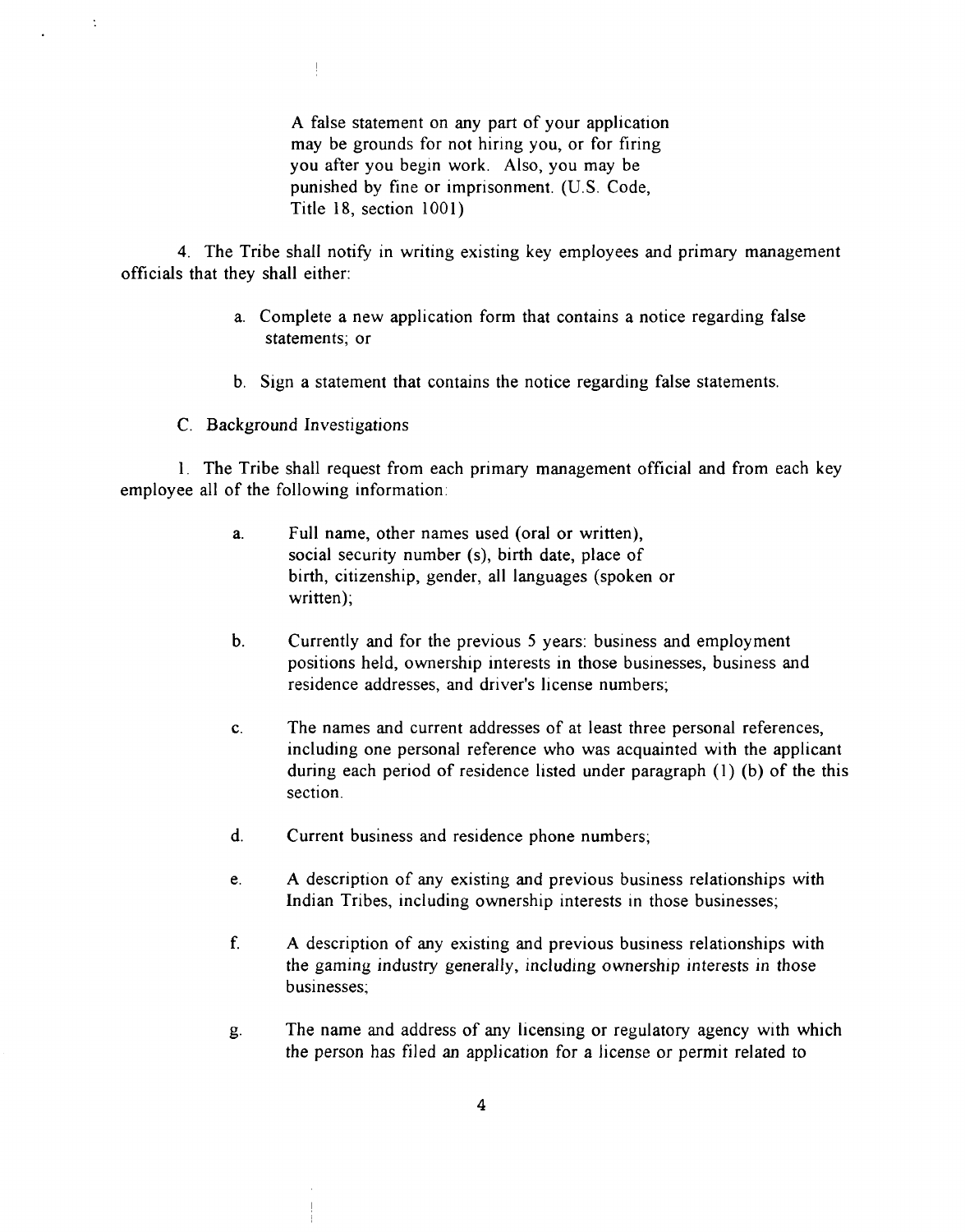A false statement on any part of your application may be grounds for not hiring you, or for firing you after you begin work. Also, you may be punished by fine or imprisonment. (U.S. Code, Title 18, section 1001)

4. The Tribe shall notify in writing existing key employees and primary management officials that they shall either:

a. Complete a new application form that contains a notice regarding false statements; or

b. Sign a statement that contains the notice regarding false statements.

C. Background Investigations

1. The Tribe shall request from each primary management official and from each key employee all of the following information:

a. Full name, other names used (oral or written), social security number (s), birth date, place of birth, citizenship, gender, all languages (spoken or written);

b. Currently and for the previous 5 years: business and employment positions held, ownership interests in those businesses, business and residence addresses, and driver's license numbers;

c. The names and current addresses of at least three personal references, including one personal reference who was acquainted with the applicant during each period of residence listed under paragraph (1) (b) of the this section.

d. Current business and residence phone numbers;

e. A description of any existing and previous business relationships with Indian Tribes, including ownership interests in those businesses;

f. A description of any existing and previous business relationships with the gaming industry generally, including ownership interests in those businesses;

g. The name and address of any licensing or regulatory agency with which the person has filed an application for a license or permit related to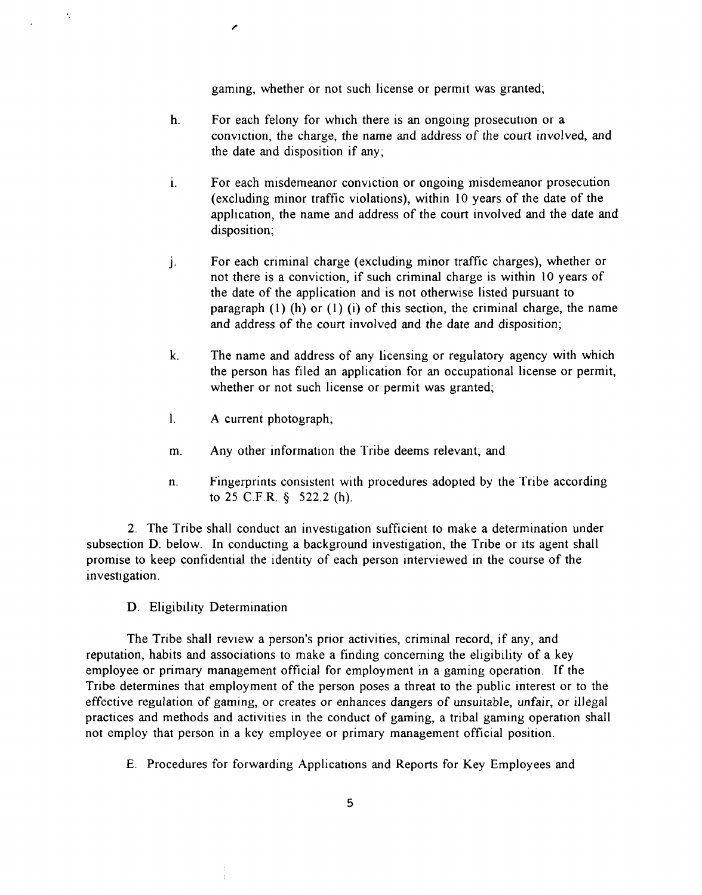gaming, whether or not such license or permit was granted;

h. For each felony for which there is an ongoing prosecution or a conviction, the charge, the name and address of the court involved, and the date and disposition if any;

i. For each misdemeanor conviction or ongoing misdemeanor prosecution (excluding minor traffic violations), within 10 years of the date of the application, the name and address of the court involved and the date and disposition;

j. For each criminal charge (excluding minor traffic charges), whether or not there is a conviction, if such criminal charge is within 10 years of the date of the application and is not otherwise listed pursuant to paragraph (1) (h) or (1) (i) of this section, the criminal charge, the name and address of the court involved and the date and disposition;

k. The name and address of any licensing or regulatory agency with which the person has filed an application for an occupational license or permit, whether or not such license or permit was granted;

l. A current photograph;

m. Any other information the Tribe deems relevant; and

n. Fingerprints consistent with procedures adopted by the Tribe according to 25 C.F.R. § 522.2 (h).

2. The Tribe shall conduct an investigation sufficient to make a determination under subsection D. below. In conducting a background investigation, the Tribe or its agent shall promise to keep confidential the identity of each person interviewed in the course of the investigation.

D. Eligibility Determination

The Tribe shall review a person's prior activities, criminal record, if any, and reputation, habits and associations to make a finding concerning the eligibility of a key employee or primary management official for employment in a gaming operation. If the Tribe determines that employment of the person poses a threat to the public interest or to the effective regulation of gaming, or creates or enhances dangers of unsuitable, unfair, or illegal practices and methods and activities in the conduct of gaming, a tribal gaming operation shall not employ that person in a key employee or primary management official position.

E. Procedures for forwarding Applications and Reports for Key Employees and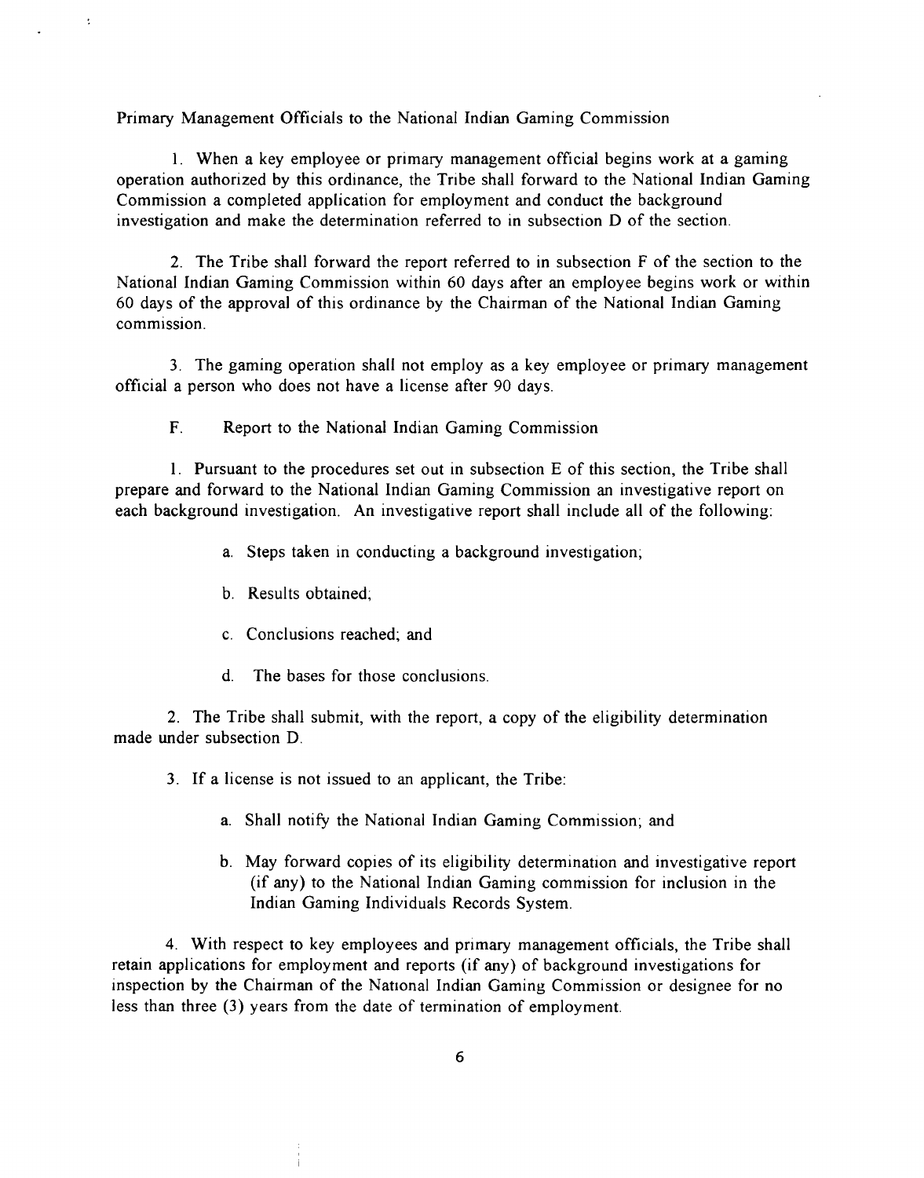Primary Management Officials to the National Indian Gaming Commission

1. When a key employee or primary management official begins work at a gaming operation authorized by this ordinance, the Tribe shall forward to the National Indian Gaming Commission a completed application for employment and conduct the background investigation and make the determination referred to in subsection D of the section.

2. The Tribe shall forward the report referred to in subsection F of the section to the National Indian Gaming Commission within 60 days after an employee begins work or within 60 days of the approval of this ordinance by the Chairman of the National Indian Gaming commission.

3. The gaming operation shall not employ as a key employee or primary management official a person who does not have a license after 90 days.

F. Report to the National Indian Gaming Commission

1. Pursuant to the procedures set out in subsection E of this section, the Tribe shall prepare and forward to the National Indian Gaming Commission an investigative report on each background investigation. An investigative report shall include all of the following:

a. Steps taken in conducting a background investigation;

b. Results obtained;

c. Conclusions reached; and

d. The bases for those conclusions.

2. The Tribe shall submit, with the report, a copy of the eligibility determination made under subsection D.

3. If a license is not issued to an applicant, the Tribe:

a. Shall notify the National Indian Gaming Commission; and

b. May forward copies of its eligibility determination and investigative report (if any) to the National Indian Gaming commission for inclusion in the Indian Gaming Individuals Records System.

4. With respect to key employees and primary management officials, the Tribe shall retain applications for employment and reports (if any) of background investigations for inspection by the Chairman of the National Indian Gaming Commission or designee for no less than three (3) years from the date of termination of employment.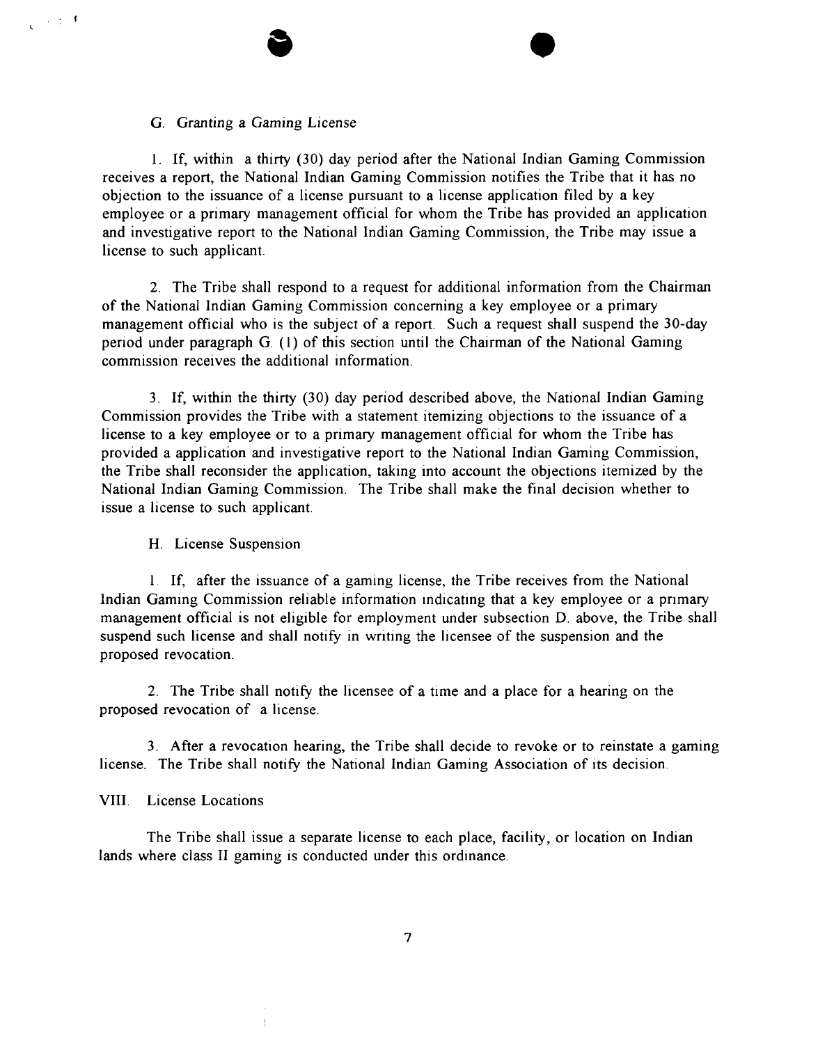G. Granting a Gaming License

1. If, within a thirty (30) day period after the National Indian Gaming Commission receives a report, the National Indian Gaming Commission notifies the Tribe that it has no objection to the issuance of a license pursuant to a license application filed by a key employee or a primary management official for whom the Tribe has provided an application and investigative report to the National Indian Gaming Commission, the Tribe may issue a license to such applicant.

2. The Tribe shall respond to a request for additional information from the Chairman of the National Indian Gaming Commission concerning a key employee or a primary management official who is the subject of a report. Such a request shall suspend the 30-day period under paragraph G. (1) of this section until the Chairman of the National Gaming commission receives the additional information.

3. If, within the thirty (30) day period described above, the National Indian Gaming Commission provides the Tribe with a statement itemizing objections to the issuance of a license to a key employee or to a primary management official for whom the Tribe has provided a application and investigative report to the National Indian Gaming Commission, the Tribe shall reconsider the application, taking into account the objections itemized by the National Indian Gaming Commission. The Tribe shall make the final decision whether to issue a license to such applicant.

H. License Suspension

1. If, after the issuance of a gaming license, the Tribe receives from the National Indian Gaming Commission reliable information indicating that a key employee or a primary management official is not eligible for employment under subsection D. above, the Tribe shall suspend such license and shall notify in writing the licensee of the suspension and the proposed revocation.

2. The Tribe shall notify the licensee of a time and a place for a hearing on the proposed revocation of a license.

3. After a revocation hearing, the Tribe shall decide to revoke or to reinstate a gaming license. The Tribe shall notify the National Indian Gaming Association of its decision.

VIII. License Locations

The Tribe shall issue a separate license to each place, facility, or location on Indian lands where class II gaming is conducted under this ordinance.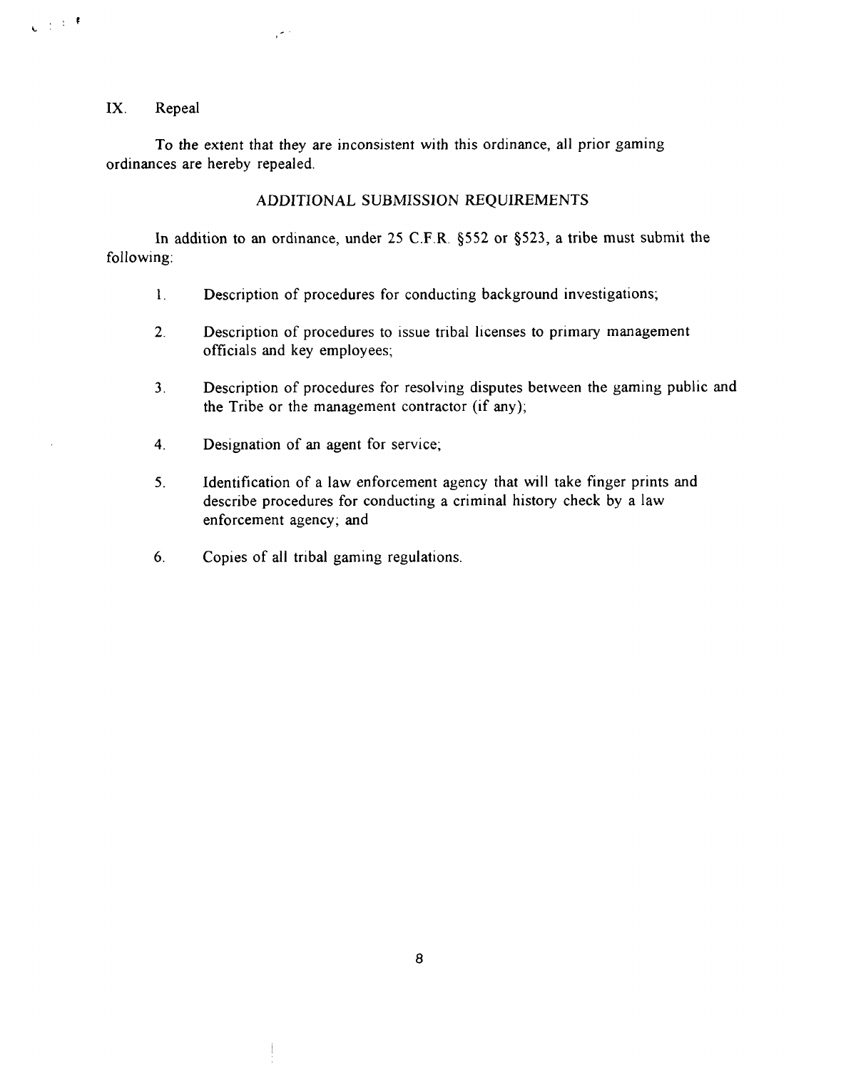## IX. Repeal

To the extent that they are inconsistent with this ordinance, all prior gaming ordinances are hereby repealed.

### ADDITIONAL SUBMISSION REQUIREMENTS

In addition to an ordinance, under 25 C.F.R. §552 or §523, a tribe must submit the following:

1. Description of procedures for conducting background investigations;

2. Description of procedures to issue tribal licenses to primary management officials and key employees;

3. Description of procedures for resolving disputes between the gaming public and the Tribe or the management contractor (if any);

4. Designation of an agent for service;

5. Identification of a law enforcement agency that will take finger prints and describe procedures for conducting a criminal history check by a law enforcement agency; and

6. Copies of all tribal gaming regulations.